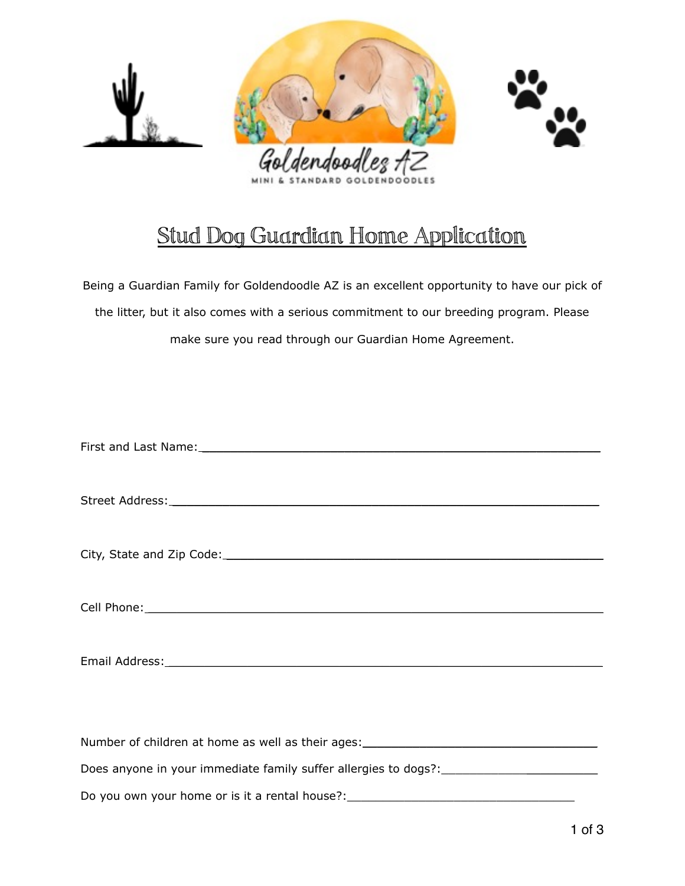Goldendoodles AZ

MINI & STANDARD GOLDENDOODLES

# Stud Dog Guardian Home Application

Being a Guardian Family for Goldendoodle AZ is an excellent opportunity to have our pick of the litter, but it also comes with a serious commitment to our breeding program. Please make sure you read through our Guardian Home Agreement.

First and Last Name:_______________________________________________

Street Address:_______________________________________________

City, State and Zip Code:_______________________________________________

Cell Phone:_______________________________________________

Email Address:_______________________________________________

Number of children at home as well as their ages:_________________________

Does anyone in your immediate family suffer allergies to dogs?:_________________

Do you own your home or is it a rental house?:_________________________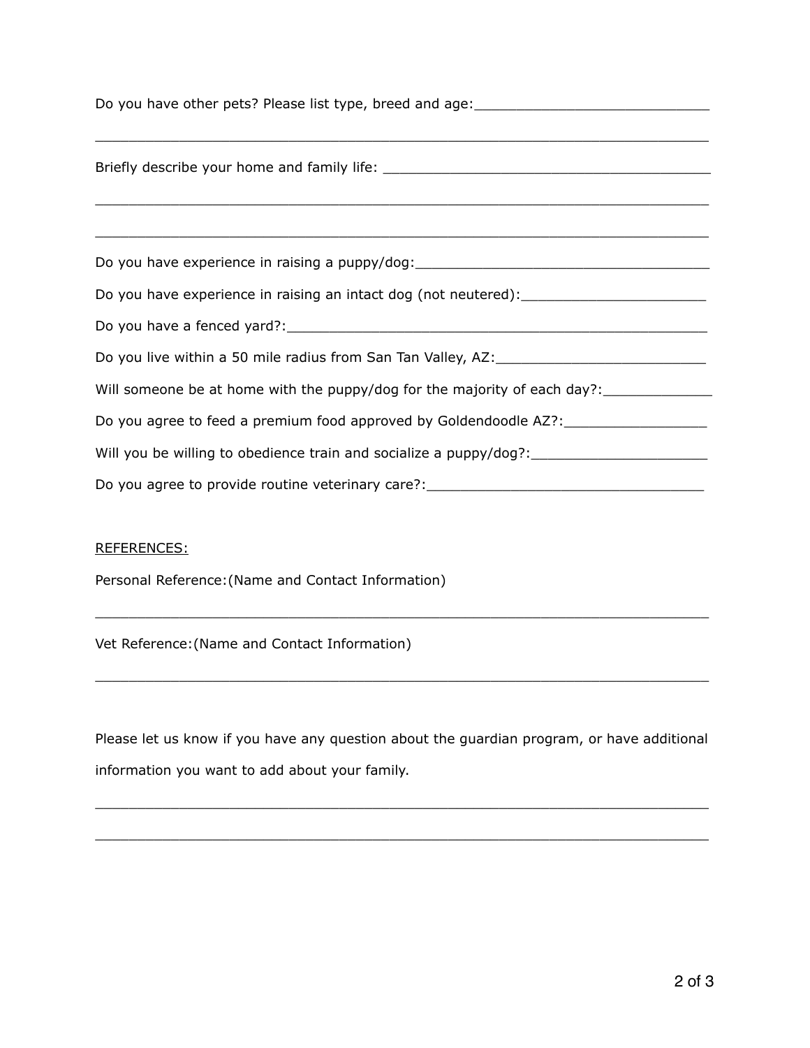Do you have other pets? Please list type, breed and age:_____________________________

_________________________________________________________________________

Briefly describe your home and family life: _________________________________________

_________________________________________________________________________

_________________________________________________________________________

Do you have experience in raising a puppy/dog:_____________________________________

Do you have experience in raising an intact dog (not neutered):_______________________

Do you have a fenced yard?:____________________________________________________

Do you live within a 50 mile radius from San Tan Valley, AZ:__________________________

Will someone be at home with the puppy/dog for the majority of each day?:_____________

Do you agree to feed a premium food approved by Goldendoodle AZ?:_________________

Will you be willing to obedience train and socialize a puppy/dog?:_____________________

Do you agree to provide routine veterinary care?:__________________________________

<u>REFERENCES:</u>

Personal Reference:(Name and Contact Information)

_________________________________________________________________________

Vet Reference:(Name and Contact Information)

_________________________________________________________________________

Please let us know if you have any question about the guardian program, or have additional information you want to add about your family.

_________________________________________________________________________

_________________________________________________________________________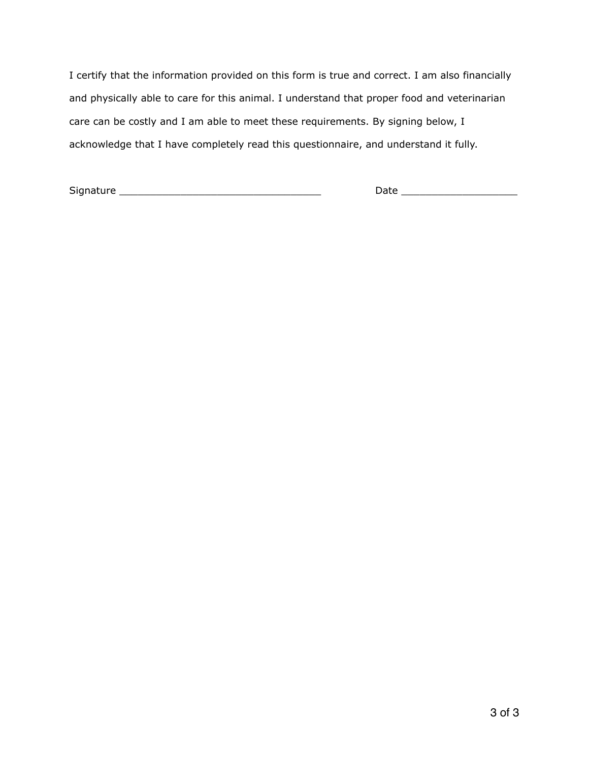I certify that the information provided on this form is true and correct. I am also financially and physically able to care for this animal. I understand that proper food and veterinarian care can be costly and I am able to meet these requirements. By signing below, I acknowledge that I have completely read this questionnaire, and understand it fully.

Signature ___________________________________ Date ____________________